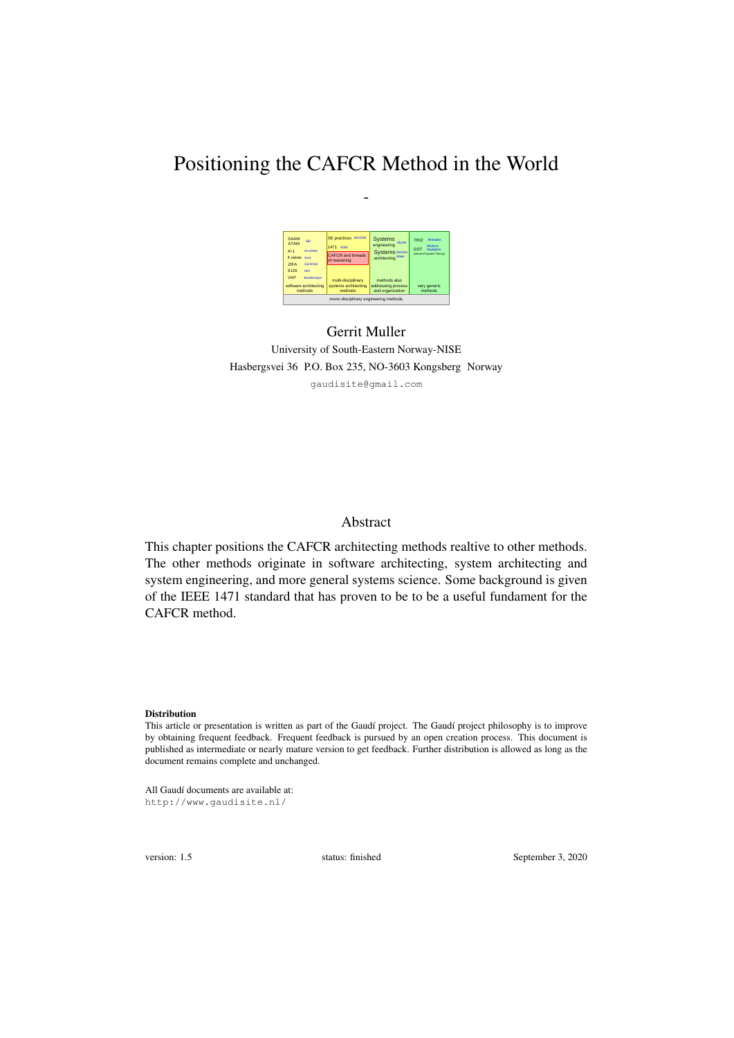# Positioning the CAFCR Method in the World

-

Gerrit Muller

University of South-Eastern Norway-NISE

Hasbergsvei 36 P.O. Box 235, NO-3603 Kongsberg Norway

gaudisite@gmail.com

## Abstract

This chapter positions the CAFCR architecting methods realtive to other methods. The other methods originate in software architecting, system architecting and system engineering, and more general systems science. Some background is given of the IEEE 1471 standard that has proven to be to be a useful fundament for the CAFCR method.

**Distribution**

This article or presentation is written as part of the Gaudí project. The Gaudí project philosophy is to improve by obtaining frequent feedback. Frequent feedback is pursued by an open creation process. This document is published as intermediate or nearly mature version to get feedback. Further distribution is allowed as long as the document remains complete and unchanged.

All Gaudí documents are available at:
http://www.gaudisite.nl/

version: 1.5 status: finished September 3, 2020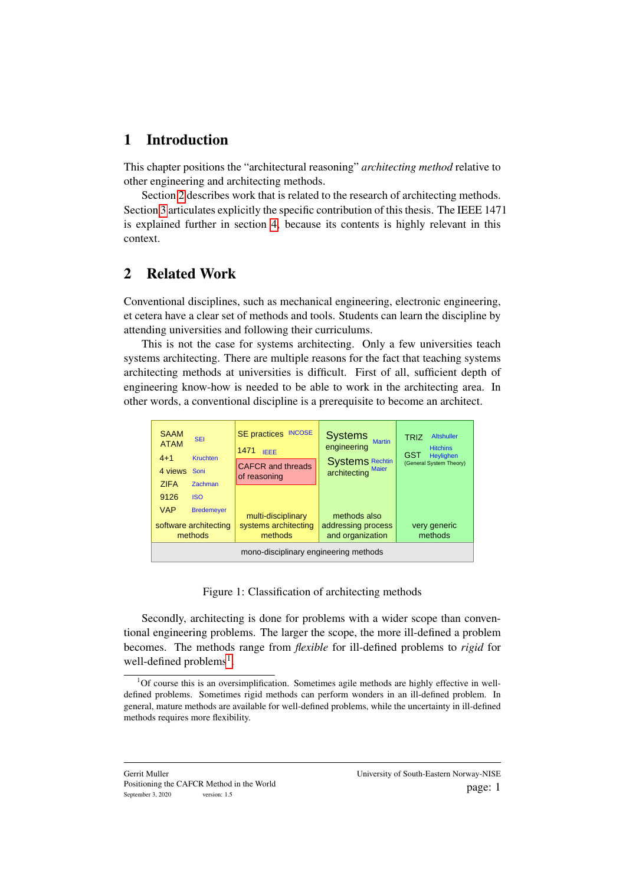# 1 Introduction

This chapter positions the "architectural reasoning" *architecting method* relative to other engineering and architecting methods.

Section 2 describes work that is related to the research of architecting methods. Section 3 articulates explicitly the specific contribution of this thesis. The IEEE 1471 is explained further in section 4, because its contents is highly relevant in this context.

# 2 Related Work

Conventional disciplines, such as mechanical engineering, electronic engineering, et cetera have a clear set of methods and tools. Students can learn the discipline by attending universities and following their curriculums.

This is not the case for systems architecting. Only a few universities teach systems architecting. There are multiple reasons for the fact that teaching systems architecting methods at universities is difficult. First of all, sufficient depth of engineering know-how is needed to be able to work in the architecting area. In other words, a conventional discipline is a prerequisite to become an architect.

| software architecting methods | multi-disciplinary systems architecting methods | methods also addressing process and organization | very generic methods |
|---|---|---|---|
| SAAM, ATAM — SEI | SE practices — INCOSE | Systems engineering — Martin | TRIZ — Altshuller |
| 4+1 — Kruchten | 1471 — IEEE | Systems architecting — Rechtin, Maier | GST (General System Theory) — Hitchins, Heylighen |
| 4 views — Soni | CAFCR and threads of reasoning | | |
| ZIFA — Zachman | | | |
| 9126 — ISO | | | |
| VAP — Bredemeyer | | | |
| mono-disciplinary engineering methods | | | |

Figure 1: Classification of architecting methods

Secondly, architecting is done for problems with a wider scope than conventional engineering problems. The larger the scope, the more ill-defined a problem becomes. The methods range from *flexible* for ill-defined problems to *rigid* for well-defined problems[1].

[1] Of course this is an oversimplification. Sometimes agile methods are highly effective in well-defined problems. Sometimes rigid methods can perform wonders in an ill-defined problem. In general, mature methods are available for well-defined problems, while the uncertainty in ill-defined methods requires more flexibility.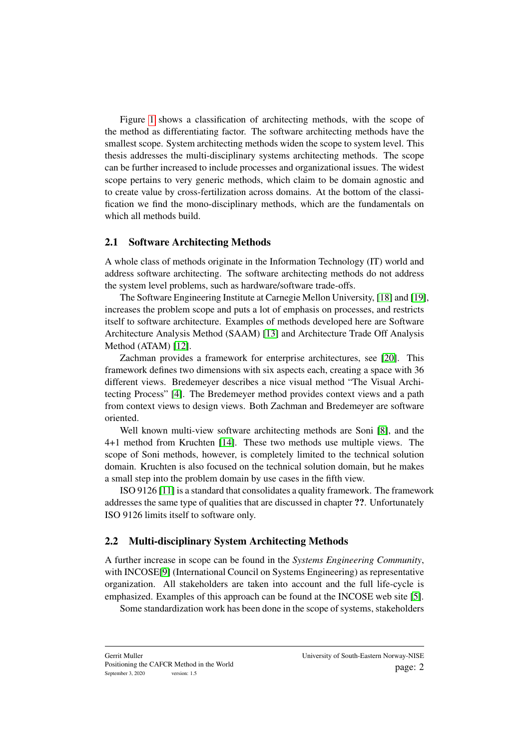Figure 1 shows a classification of architecting methods, with the scope of the method as differentiating factor. The software architecting methods have the smallest scope. System architecting methods widen the scope to system level. This thesis addresses the multi-disciplinary systems architecting methods. The scope can be further increased to include processes and organizational issues. The widest scope pertains to very generic methods, which claim to be domain agnostic and to create value by cross-fertilization across domains. At the bottom of the classification we find the mono-disciplinary methods, which are the fundamentals on which all methods build.

## 2.1 Software Architecting Methods

A whole class of methods originate in the Information Technology (IT) world and address software architecting. The software architecting methods do not address the system level problems, such as hardware/software trade-offs.

The Software Engineering Institute at Carnegie Mellon University, [18] and [19], increases the problem scope and puts a lot of emphasis on processes, and restricts itself to software architecture. Examples of methods developed here are Software Architecture Analysis Method (SAAM) [13] and Architecture Trade Off Analysis Method (ATAM) [12].

Zachman provides a framework for enterprise architectures, see [20]. This framework defines two dimensions with six aspects each, creating a space with 36 different views. Bredemeyer describes a nice visual method "The Visual Architecting Process" [4]. The Bredemeyer method provides context views and a path from context views to design views. Both Zachman and Bredemeyer are software oriented.

Well known multi-view software architecting methods are Soni [8], and the 4+1 method from Kruchten [14]. These two methods use multiple views. The scope of Soni methods, however, is completely limited to the technical solution domain. Kruchten is also focused on the technical solution domain, but he makes a small step into the problem domain by use cases in the fifth view.

ISO 9126 [11] is a standard that consolidates a quality framework. The framework addresses the same type of qualities that are discussed in chapter **??**. Unfortunately ISO 9126 limits itself to software only.

## 2.2 Multi-disciplinary System Architecting Methods

A further increase in scope can be found in the *Systems Engineering Community*, with INCOSE[9] (International Council on Systems Engineering) as representative organization. All stakeholders are taken into account and the full life-cycle is emphasized. Examples of this approach can be found at the INCOSE web site [5].

Some standardization work has been done in the scope of systems, stakeholders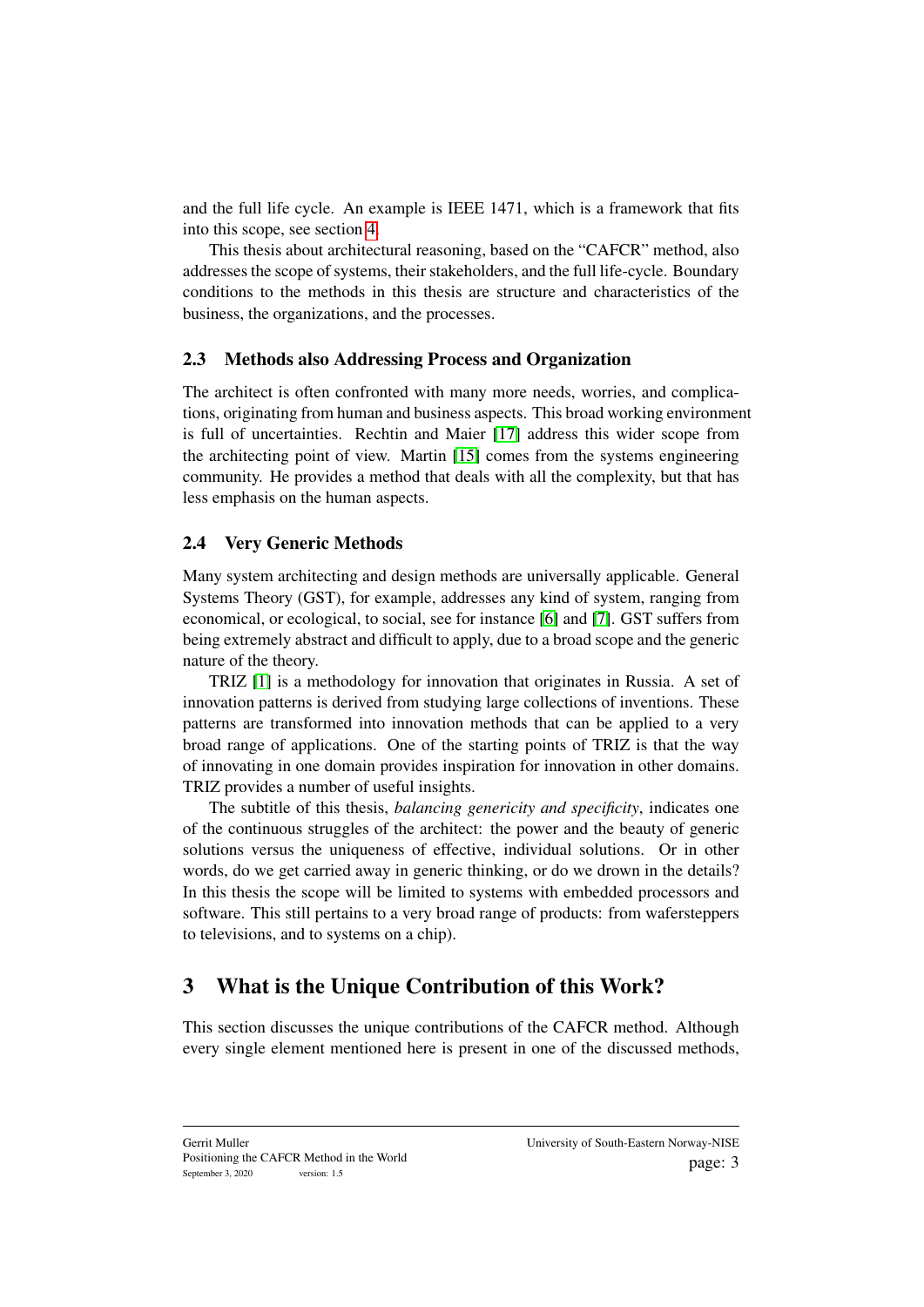and the full life cycle. An example is IEEE 1471, which is a framework that fits into this scope, see section 4.

This thesis about architectural reasoning, based on the "CAFCR" method, also addresses the scope of systems, their stakeholders, and the full life-cycle. Boundary conditions to the methods in this thesis are structure and characteristics of the business, the organizations, and the processes.

### 2.3 Methods also Addressing Process and Organization

The architect is often confronted with many more needs, worries, and complications, originating from human and business aspects. This broad working environment is full of uncertainties. Rechtin and Maier [17] address this wider scope from the architecting point of view. Martin [15] comes from the systems engineering community. He provides a method that deals with all the complexity, but that has less emphasis on the human aspects.

### 2.4 Very Generic Methods

Many system architecting and design methods are universally applicable. General Systems Theory (GST), for example, addresses any kind of system, ranging from economical, or ecological, to social, see for instance [6] and [7]. GST suffers from being extremely abstract and difficult to apply, due to a broad scope and the generic nature of the theory.

TRIZ [1] is a methodology for innovation that originates in Russia. A set of innovation patterns is derived from studying large collections of inventions. These patterns are transformed into innovation methods that can be applied to a very broad range of applications. One of the starting points of TRIZ is that the way of innovating in one domain provides inspiration for innovation in other domains. TRIZ provides a number of useful insights.

The subtitle of this thesis, *balancing genericity and specificity*, indicates one of the continuous struggles of the architect: the power and the beauty of generic solutions versus the uniqueness of effective, individual solutions. Or in other words, do we get carried away in generic thinking, or do we drown in the details? In this thesis the scope will be limited to systems with embedded processors and software. This still pertains to a very broad range of products: from wafersteppers to televisions, and to systems on a chip).

## 3 What is the Unique Contribution of this Work?

This section discusses the unique contributions of the CAFCR method. Although every single element mentioned here is present in one of the discussed methods,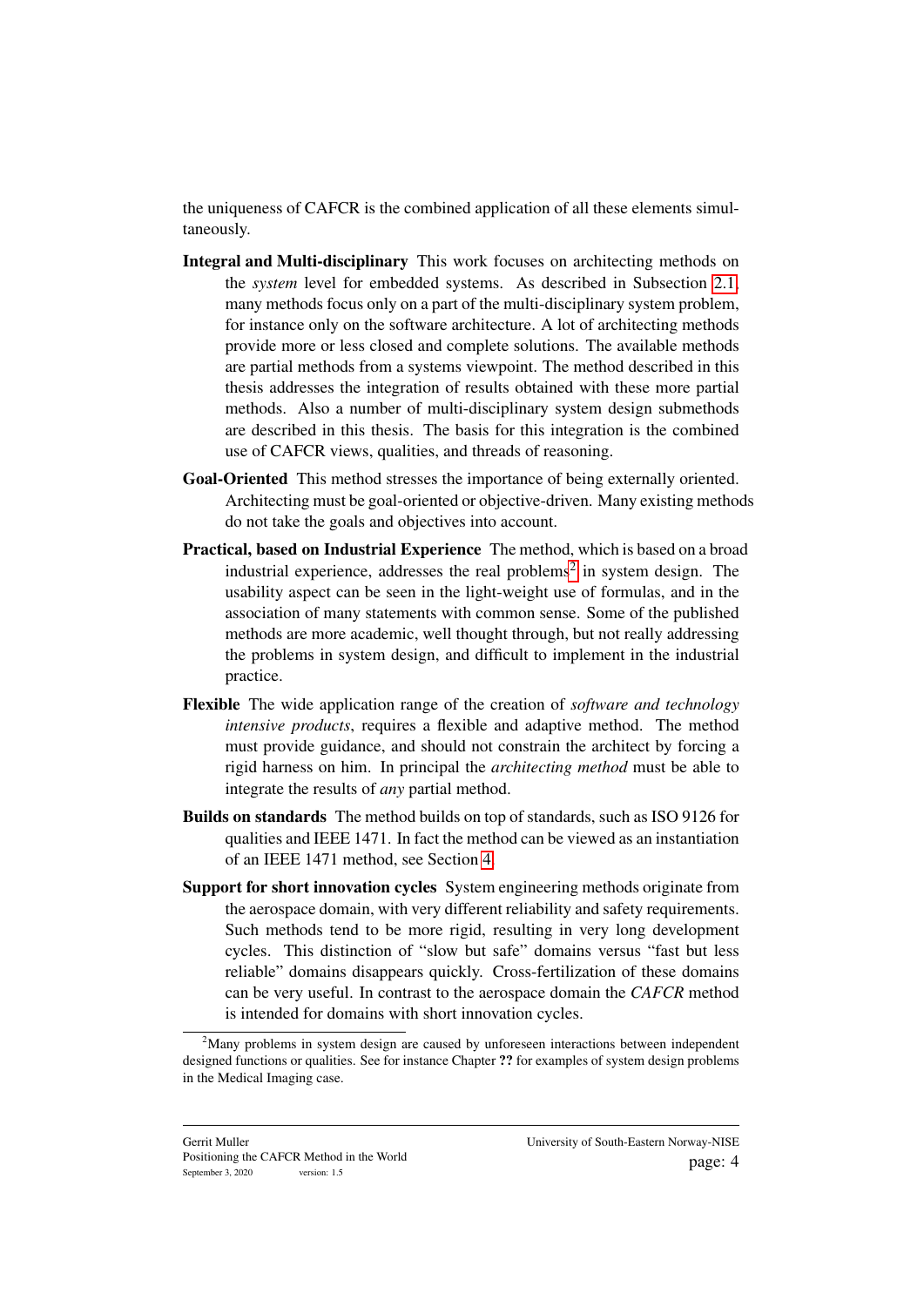the uniqueness of CAFCR is the combined application of all these elements simultaneously.

**Integral and Multi-disciplinary** This work focuses on architecting methods on the *system* level for embedded systems. As described in Subsection 2.1, many methods focus only on a part of the multi-disciplinary system problem, for instance only on the software architecture. A lot of architecting methods provide more or less closed and complete solutions. The available methods are partial methods from a systems viewpoint. The method described in this thesis addresses the integration of results obtained with these more partial methods. Also a number of multi-disciplinary system design submethods are described in this thesis. The basis for this integration is the combined use of CAFCR views, qualities, and threads of reasoning.

**Goal-Oriented** This method stresses the importance of being externally oriented. Architecting must be goal-oriented or objective-driven. Many existing methods do not take the goals and objectives into account.

**Practical, based on Industrial Experience** The method, which is based on a broad industrial experience, addresses the real problems[2] in system design. The usability aspect can be seen in the light-weight use of formulas, and in the association of many statements with common sense. Some of the published methods are more academic, well thought through, but not really addressing the problems in system design, and difficult to implement in the industrial practice.

**Flexible** The wide application range of the creation of *software and technology intensive products*, requires a flexible and adaptive method. The method must provide guidance, and should not constrain the architect by forcing a rigid harness on him. In principal the *architecting method* must be able to integrate the results of *any* partial method.

**Builds on standards** The method builds on top of standards, such as ISO 9126 for qualities and IEEE 1471. In fact the method can be viewed as an instantiation of an IEEE 1471 method, see Section 4.

**Support for short innovation cycles** System engineering methods originate from the aerospace domain, with very different reliability and safety requirements. Such methods tend to be more rigid, resulting in very long development cycles. This distinction of "slow but safe" domains versus "fast but less reliable" domains disappears quickly. Cross-fertilization of these domains can be very useful. In contrast to the aerospace domain the *CAFCR* method is intended for domains with short innovation cycles.

[2] Many problems in system design are caused by unforeseen interactions between independent designed functions or qualities. See for instance Chapter **??** for examples of system design problems in the Medical Imaging case.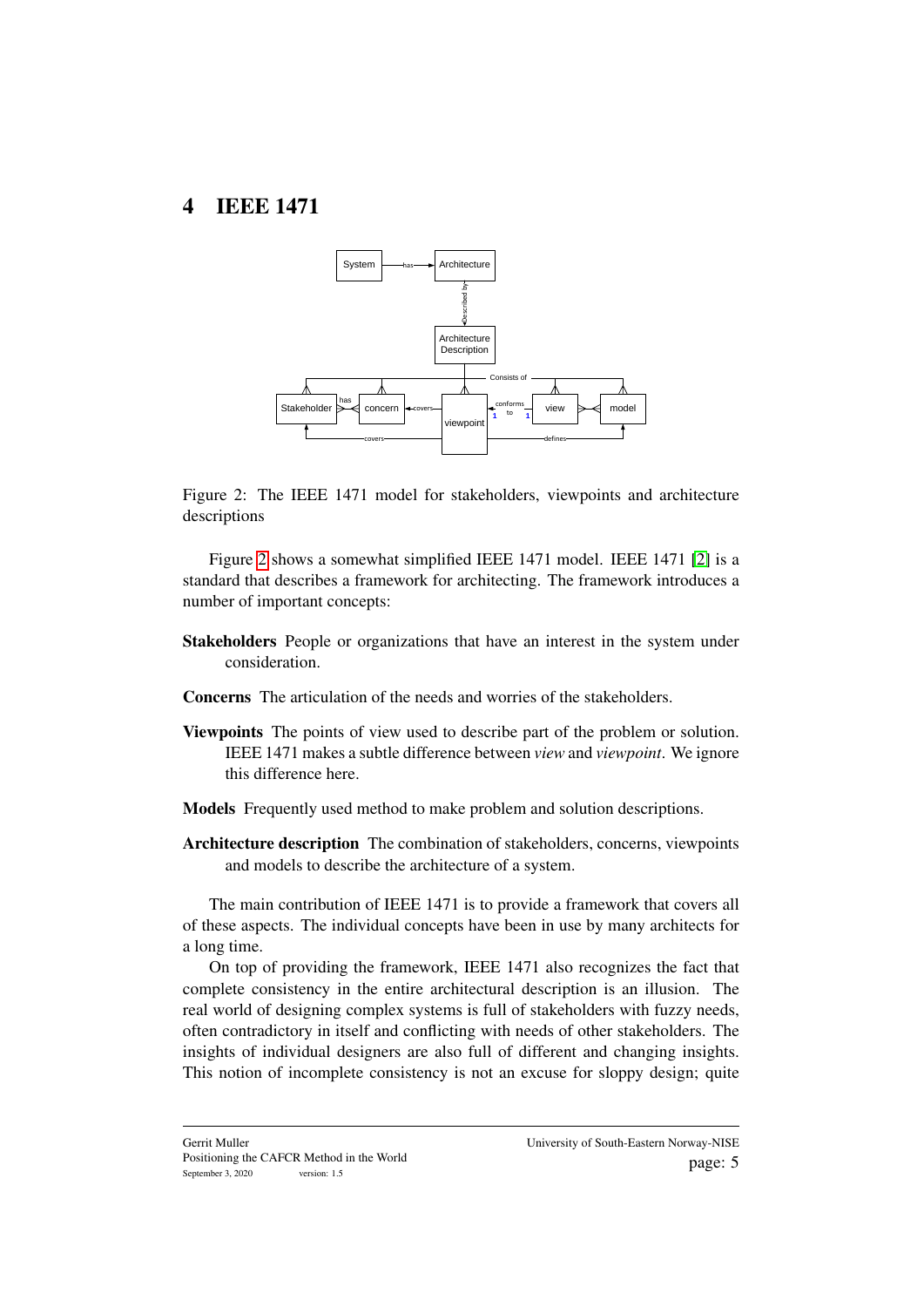# 4 IEEE 1471

Figure 2: The IEEE 1471 model for stakeholders, viewpoints and architecture descriptions

Figure 2 shows a somewhat simplified IEEE 1471 model. IEEE 1471 [2] is a standard that describes a framework for architecting. The framework introduces a number of important concepts:

**Stakeholders** People or organizations that have an interest in the system under consideration.

**Concerns** The articulation of the needs and worries of the stakeholders.

**Viewpoints** The points of view used to describe part of the problem or solution. IEEE 1471 makes a subtle difference between *view* and *viewpoint*. We ignore this difference here.

**Models** Frequently used method to make problem and solution descriptions.

**Architecture description** The combination of stakeholders, concerns, viewpoints and models to describe the architecture of a system.

The main contribution of IEEE 1471 is to provide a framework that covers all of these aspects. The individual concepts have been in use by many architects for a long time.

On top of providing the framework, IEEE 1471 also recognizes the fact that complete consistency in the entire architectural description is an illusion. The real world of designing complex systems is full of stakeholders with fuzzy needs, often contradictory in itself and conflicting with needs of other stakeholders. The insights of individual designers are also full of different and changing insights. This notion of incomplete consistency is not an excuse for sloppy design; quite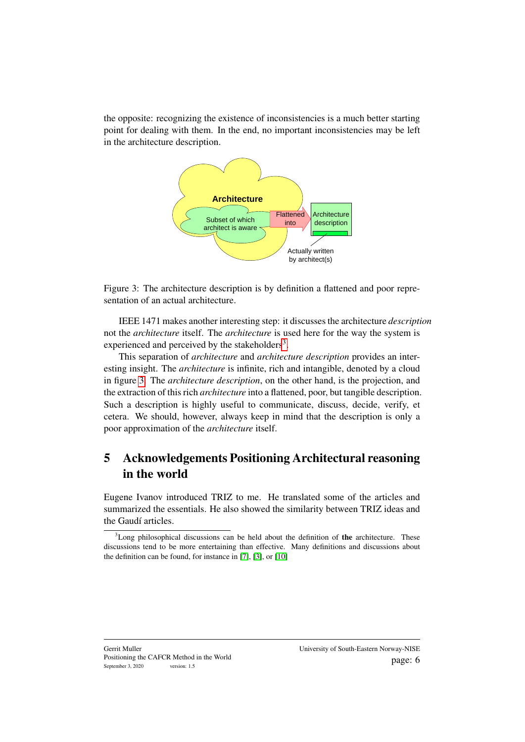the opposite: recognizing the existence of inconsistencies is a much better starting point for dealing with them. In the end, no important inconsistencies may be left in the architecture description.

Figure 3: The architecture description is by definition a flattened and poor representation of an actual architecture.

IEEE 1471 makes another interesting step: it discusses the architecture *description* not the *architecture* itself. The *architecture* is used here for the way the system is experienced and perceived by the stakeholders[3].

This separation of *architecture* and *architecture description* provides an interesting insight. The *architecture* is infinite, rich and intangible, denoted by a cloud in figure 3. The *architecture description*, on the other hand, is the projection, and the extraction of this rich *architecture* into a flattened, poor, but tangible description. Such a description is highly useful to communicate, discuss, decide, verify, et cetera. We should, however, always keep in mind that the description is only a poor approximation of the *architecture* itself.

## 5 Acknowledgements Positioning Architectural reasoning in the world

Eugene Ivanov introduced TRIZ to me. He translated some of the articles and summarized the essentials. He also showed the similarity between TRIZ ideas and the Gaudí articles.

[3] Long philosophical discussions can be held about the definition of **the** architecture. These discussions tend to be more entertaining than effective. Many definitions and discussions about the definition can be found, for instance in [7], [3], or [10]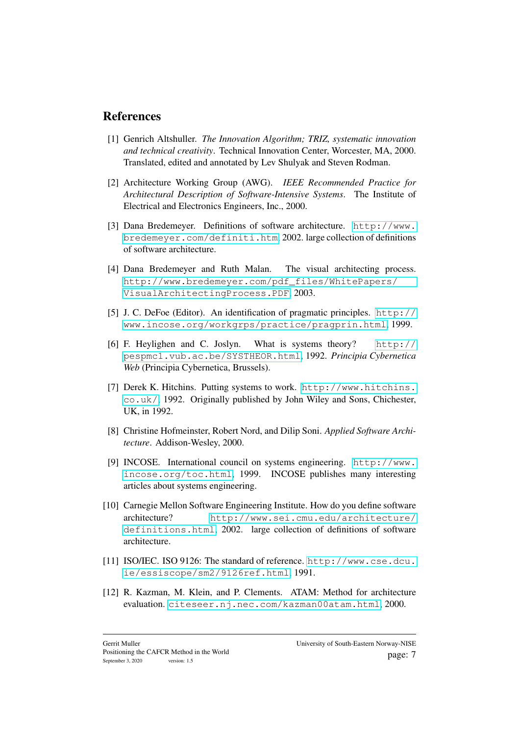## References

[1] Genrich Altshuller. *The Innovation Algorithm; TRIZ, systematic innovation and technical creativity*. Technical Innovation Center, Worcester, MA, 2000. Translated, edited and annotated by Lev Shulyak and Steven Rodman.

[2] Architecture Working Group (AWG). *IEEE Recommended Practice for Architectural Description of Software-Intensive Systems*. The Institute of Electrical and Electronics Engineers, Inc., 2000.

[3] Dana Bredemeyer. Definitions of software architecture. http://www.bredemeyer.com/definiti.htm, 2002. large collection of definitions of software architecture.

[4] Dana Bredemeyer and Ruth Malan. The visual architecting process. http://www.bredemeyer.com/pdf_files/WhitePapers/VisualArchitectingProcess.PDF, 2003.

[5] J. C. DeFoe (Editor). An identification of pragmatic principles. http://www.incose.org/workgrps/practice/pragprin.html, 1999.

[6] F. Heylighen and C. Joslyn. What is systems theory? http://pespmc1.vub.ac.be/SYSTHEOR.html, 1992. *Principia Cybernetica Web* (Principia Cybernetica, Brussels).

[7] Derek K. Hitchins. Putting systems to work. http://www.hitchins.co.uk/, 1992. Originally published by John Wiley and Sons, Chichester, UK, in 1992.

[8] Christine Hofmeinster, Robert Nord, and Dilip Soni. *Applied Software Architecture*. Addison-Wesley, 2000.

[9] INCOSE. International council on systems engineering. http://www.incose.org/toc.html, 1999. INCOSE publishes many interesting articles about systems engineering.

[10] Carnegie Mellon Software Engineering Institute. How do you define software architecture? http://www.sei.cmu.edu/architecture/definitions.html, 2002. large collection of definitions of software architecture.

[11] ISO/IEC. ISO 9126: The standard of reference. http://www.cse.dcu.ie/essiscope/sm2/9126ref.html, 1991.

[12] R. Kazman, M. Klein, and P. Clements. ATAM: Method for architecture evaluation. citeseer.nj.nec.com/kazman00atam.html, 2000.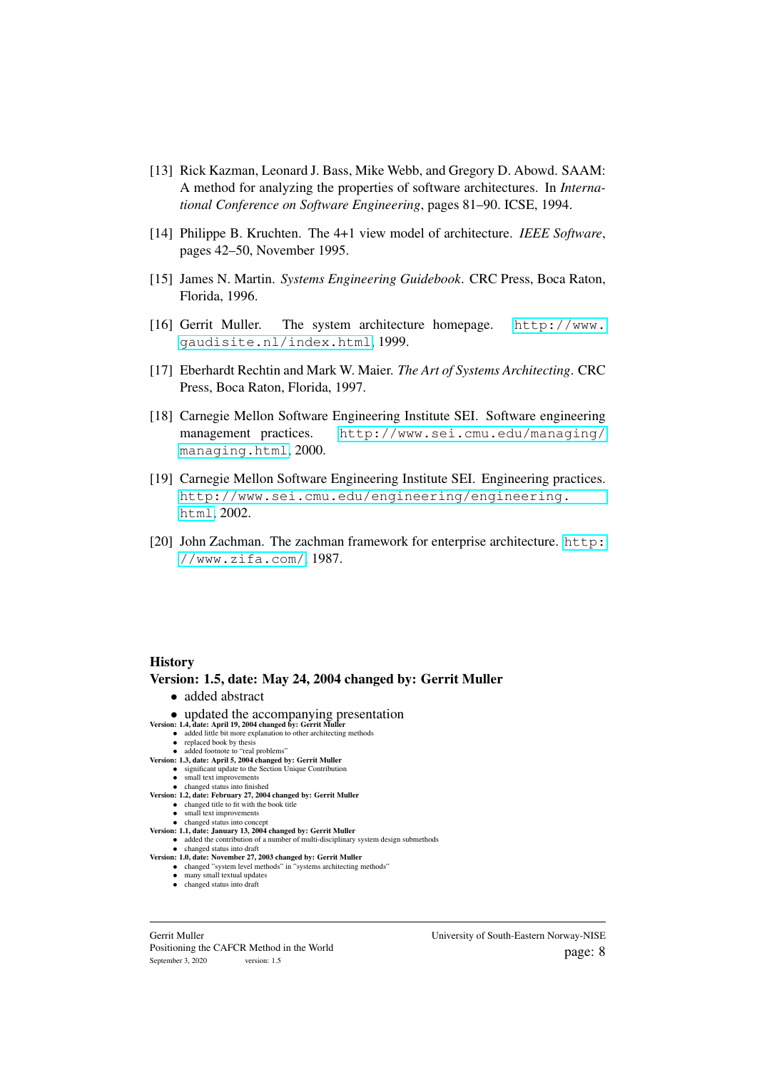[13] Rick Kazman, Leonard J. Bass, Mike Webb, and Gregory D. Abowd. SAAM: A method for analyzing the properties of software architectures. In *International Conference on Software Engineering*, pages 81–90. ICSE, 1994.

[14] Philippe B. Kruchten. The 4+1 view model of architecture. *IEEE Software*, pages 42–50, November 1995.

[15] James N. Martin. *Systems Engineering Guidebook*. CRC Press, Boca Raton, Florida, 1996.

[16] Gerrit Muller. The system architecture homepage. http://www.gaudisite.nl/index.html, 1999.

[17] Eberhardt Rechtin and Mark W. Maier. *The Art of Systems Architecting*. CRC Press, Boca Raton, Florida, 1997.

[18] Carnegie Mellon Software Engineering Institute SEI. Software engineering management practices. http://www.sei.cmu.edu/managing/managing.html, 2000.

[19] Carnegie Mellon Software Engineering Institute SEI. Engineering practices. http://www.sei.cmu.edu/engineering/engineering.html, 2002.

[20] John Zachman. The zachman framework for enterprise architecture. http://www.zifa.com/, 1987.

## History

**Version: 1.5, date: May 24, 2004 changed by: Gerrit Muller**

- added abstract
- updated the accompanying presentation

**Version: 1.4, date: April 19, 2004 changed by: Gerrit Muller**

- added little bit more explanation to other architecting methods
- replaced book by thesis
- added footnote to "real problems"

**Version: 1.3, date: April 5, 2004 changed by: Gerrit Muller**

- significant update to the Section Unique Contribution
- small text improvements
- changed status into finished

**Version: 1.2, date: February 27, 2004 changed by: Gerrit Muller**

- changed title to fit with the book title
- small text improvements
- changed status into concept

**Version: 1.1, date: January 13, 2004 changed by: Gerrit Muller**

- added the contribution of a number of multi-disciplinary system design submethods
- changed status into draft

**Version: 1.0, date: November 27, 2003 changed by: Gerrit Muller**

- changed "system level methods" in "systems architecting methods"
- many small textual updates
- changed status into draft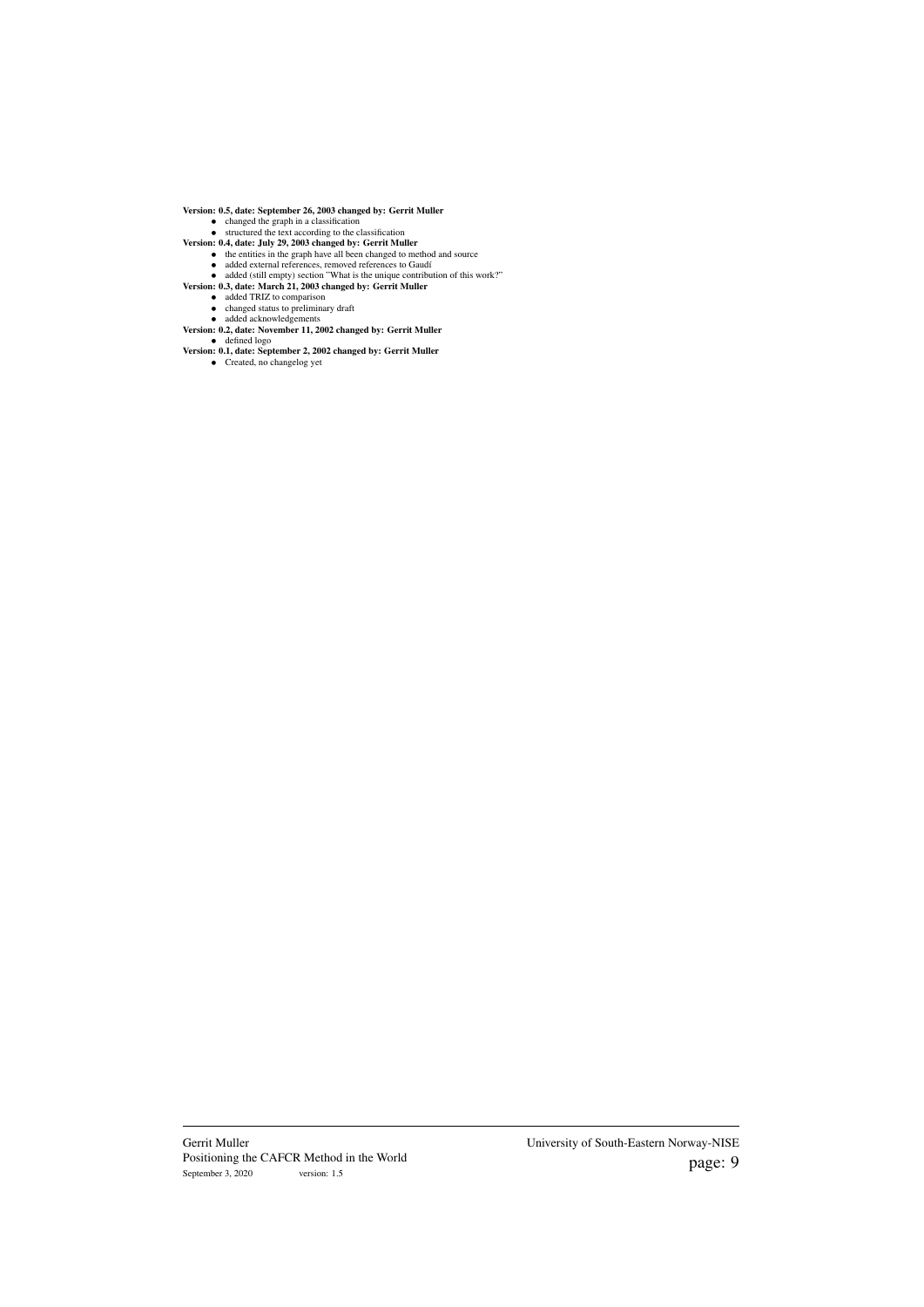**Version: 0.5, date: September 26, 2003 changed by: Gerrit Muller**

- changed the graph in a classification
- structured the text according to the classification

**Version: 0.4, date: July 29, 2003 changed by: Gerrit Muller**

- the entities in the graph have all been changed to method and source
- added external references, removed references to Gaudí
- added (still empty) section "What is the unique contribution of this work?"

**Version: 0.3, date: March 21, 2003 changed by: Gerrit Muller**

- added TRIZ to comparison
- changed status to preliminary draft
- added acknowledgements

**Version: 0.2, date: November 11, 2002 changed by: Gerrit Muller**

- defined logo

**Version: 0.1, date: September 2, 2002 changed by: Gerrit Muller**

- Created, no changelog yet